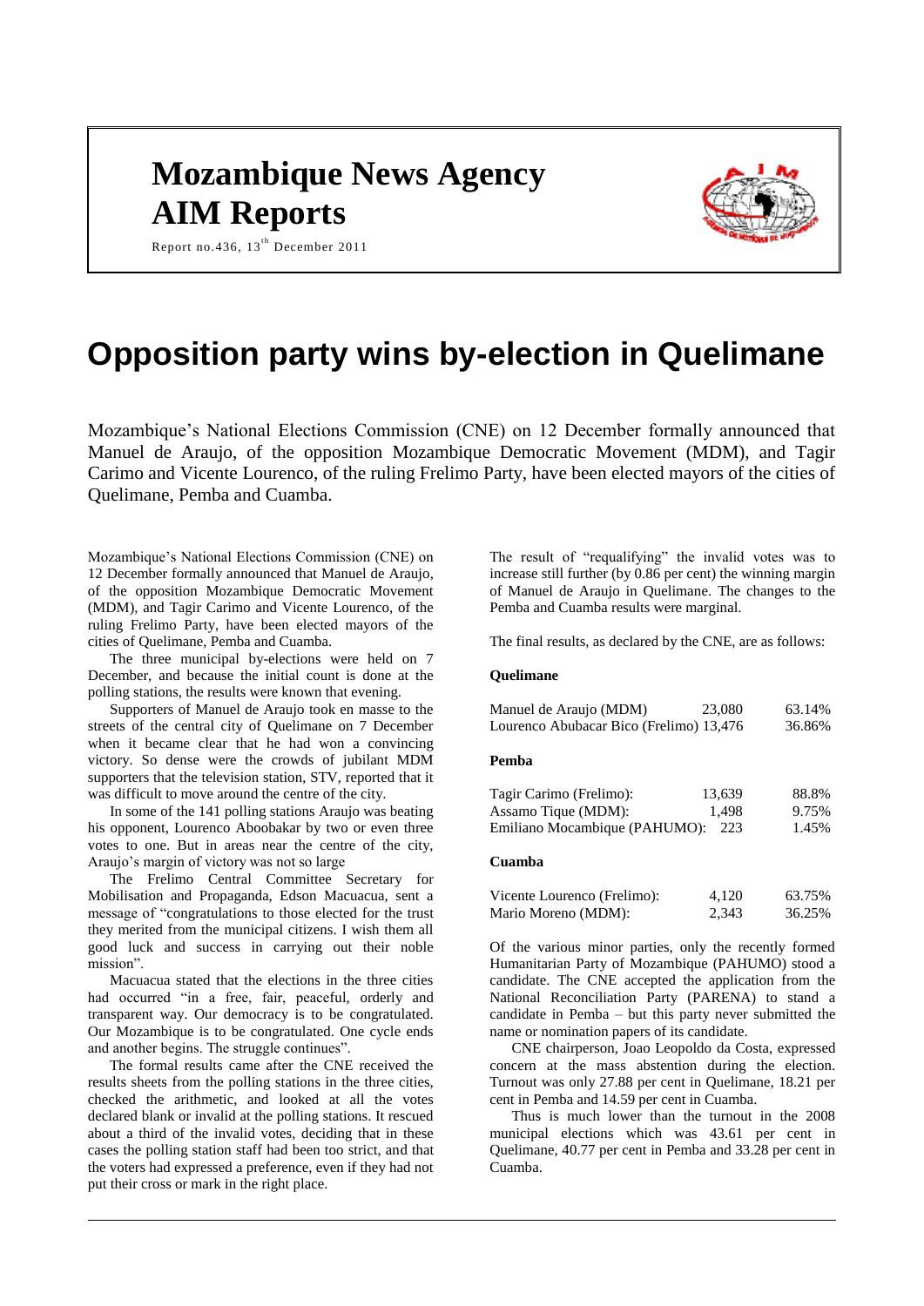# Mozambique News Agency
# AIM Reports

Report no.436, 13th December 2011

# Opposition party wins by-election in Quelimane

Mozambique's National Elections Commission (CNE) on 12 December formally announced that Manuel de Araujo, of the opposition Mozambique Democratic Movement (MDM), and Tagir Carimo and Vicente Lourenco, of the ruling Frelimo Party, have been elected mayors of the cities of Quelimane, Pemba and Cuamba.

Mozambique's National Elections Commission (CNE) on 12 December formally announced that Manuel de Araujo, of the opposition Mozambique Democratic Movement (MDM), and Tagir Carimo and Vicente Lourenco, of the ruling Frelimo Party, have been elected mayors of the cities of Quelimane, Pemba and Cuamba.

The three municipal by-elections were held on 7 December, and because the initial count is done at the polling stations, the results were known that evening.

Supporters of Manuel de Araujo took en masse to the streets of the central city of Quelimane on 7 December when it became clear that he had won a convincing victory. So dense were the crowds of jubilant MDM supporters that the television station, STV, reported that it was difficult to move around the centre of the city.

In some of the 141 polling stations Araujo was beating his opponent, Lourenco Aboobakar by two or even three votes to one. But in areas near the centre of the city, Araujo's margin of victory was not so large

The Frelimo Central Committee Secretary for Mobilisation and Propaganda, Edson Macuacua, sent a message of "congratulations to those elected for the trust they merited from the municipal citizens. I wish them all good luck and success in carrying out their noble mission".

Macuacua stated that the elections in the three cities had occurred "in a free, fair, peaceful, orderly and transparent way. Our democracy is to be congratulated. Our Mozambique is to be congratulated. One cycle ends and another begins. The struggle continues".

The formal results came after the CNE received the results sheets from the polling stations in the three cities, checked the arithmetic, and looked at all the votes declared blank or invalid at the polling stations. It rescued about a third of the invalid votes, deciding that in these cases the polling station staff had been too strict, and that the voters had expressed a preference, even if they had not put their cross or mark in the right place.

The result of "requalifying" the invalid votes was to increase still further (by 0.86 per cent) the winning margin of Manuel de Araujo in Quelimane. The changes to the Pemba and Cuamba results were marginal.

The final results, as declared by the CNE, are as follows:

**Quelimane**

| | | |
|---|---|---|
| Manuel de Araujo (MDM) | 23,080 | 63.14% |
| Lourenco Abubacar Bico (Frelimo) | 13,476 | 36.86% |

**Pemba**

| | | |
|---|---|---|
| Tagir Carimo (Frelimo): | 13,639 | 88.8% |
| Assamo Tique (MDM): | 1,498 | 9.75% |
| Emiliano Mocambique (PAHUMO): | 223 | 1.45% |

**Cuamba**

| | | |
|---|---|---|
| Vicente Lourenco (Frelimo): | 4,120 | 63.75% |
| Mario Moreno (MDM): | 2,343 | 36.25% |

Of the various minor parties, only the recently formed Humanitarian Party of Mozambique (PAHUMO) stood a candidate. The CNE accepted the application from the National Reconciliation Party (PARENA) to stand a candidate in Pemba – but this party never submitted the name or nomination papers of its candidate.

CNE chairperson, Joao Leopoldo da Costa, expressed concern at the mass abstention during the election. Turnout was only 27.88 per cent in Quelimane, 18.21 per cent in Pemba and 14.59 per cent in Cuamba.

Thus is much lower than the turnout in the 2008 municipal elections which was 43.61 per cent in Quelimane, 40.77 per cent in Pemba and 33.28 per cent in Cuamba.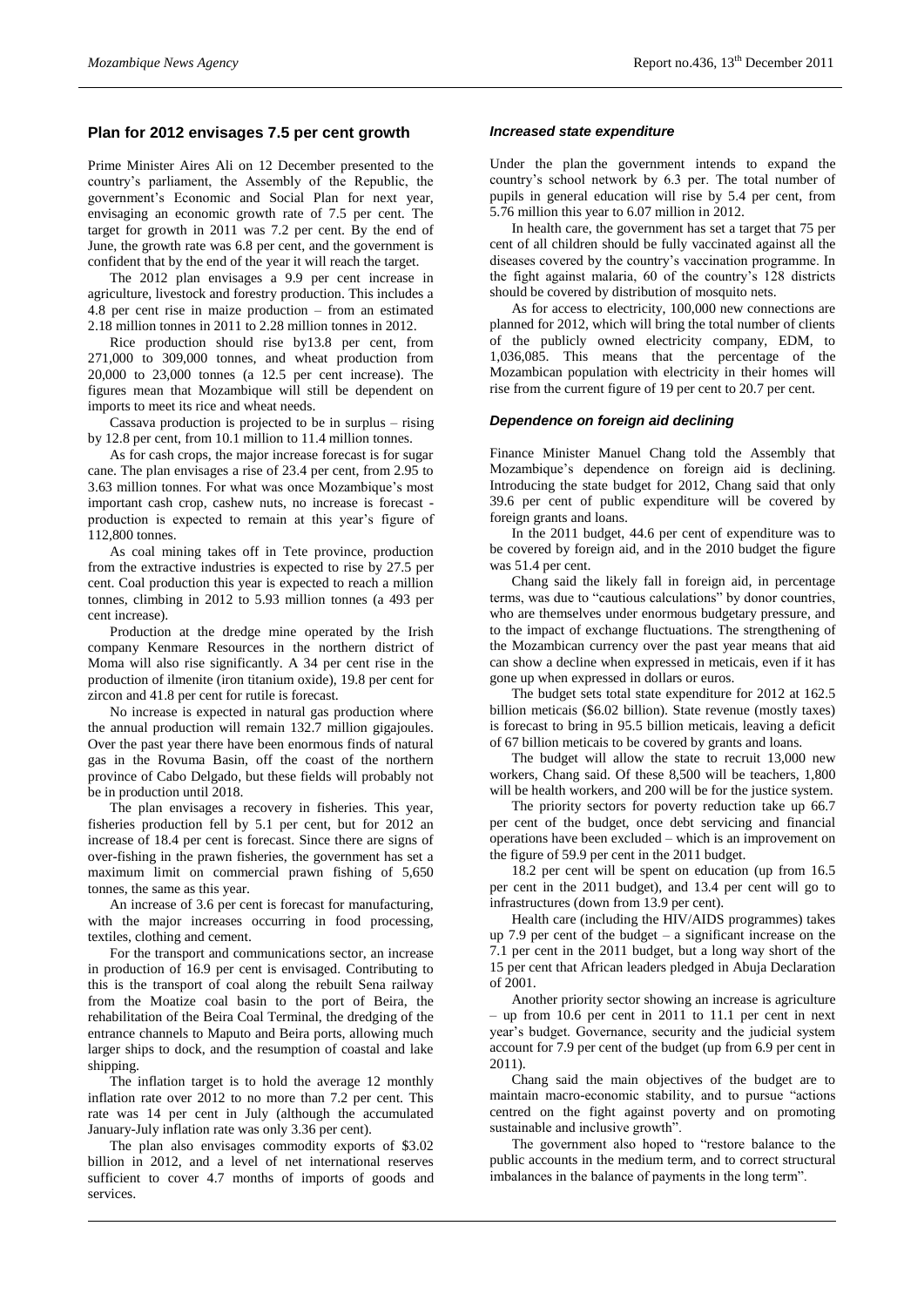## Plan for 2012 envisages 7.5 per cent growth

Prime Minister Aires Ali on 12 December presented to the country's parliament, the Assembly of the Republic, the government's Economic and Social Plan for next year, envisaging an economic growth rate of 7.5 per cent. The target for growth in 2011 was 7.2 per cent. By the end of June, the growth rate was 6.8 per cent, and the government is confident that by the end of the year it will reach the target.

The 2012 plan envisages a 9.9 per cent increase in agriculture, livestock and forestry production. This includes a 4.8 per cent rise in maize production – from an estimated 2.18 million tonnes in 2011 to 2.28 million tonnes in 2012.

Rice production should rise by13.8 per cent, from 271,000 to 309,000 tonnes, and wheat production from 20,000 to 23,000 tonnes (a 12.5 per cent increase). The figures mean that Mozambique will still be dependent on imports to meet its rice and wheat needs.

Cassava production is projected to be in surplus – rising by 12.8 per cent, from 10.1 million to 11.4 million tonnes.

As for cash crops, the major increase forecast is for sugar cane. The plan envisages a rise of 23.4 per cent, from 2.95 to 3.63 million tonnes. For what was once Mozambique's most important cash crop, cashew nuts, no increase is forecast - production is expected to remain at this year's figure of 112,800 tonnes.

As coal mining takes off in Tete province, production from the extractive industries is expected to rise by 27.5 per cent. Coal production this year is expected to reach a million tonnes, climbing in 2012 to 5.93 million tonnes (a 493 per cent increase).

Production at the dredge mine operated by the Irish company Kenmare Resources in the northern district of Moma will also rise significantly. A 34 per cent rise in the production of ilmenite (iron titanium oxide), 19.8 per cent for zircon and 41.8 per cent for rutile is forecast.

No increase is expected in natural gas production where the annual production will remain 132.7 million gigajoules. Over the past year there have been enormous finds of natural gas in the Rovuma Basin, off the coast of the northern province of Cabo Delgado, but these fields will probably not be in production until 2018.

The plan envisages a recovery in fisheries. This year, fisheries production fell by 5.1 per cent, but for 2012 an increase of 18.4 per cent is forecast. Since there are signs of over-fishing in the prawn fisheries, the government has set a maximum limit on commercial prawn fishing of 5,650 tonnes, the same as this year.

An increase of 3.6 per cent is forecast for manufacturing, with the major increases occurring in food processing, textiles, clothing and cement.

For the transport and communications sector, an increase in production of 16.9 per cent is envisaged. Contributing to this is the transport of coal along the rebuilt Sena railway from the Moatize coal basin to the port of Beira, the rehabilitation of the Beira Coal Terminal, the dredging of the entrance channels to Maputo and Beira ports, allowing much larger ships to dock, and the resumption of coastal and lake shipping.

The inflation target is to hold the average 12 monthly inflation rate over 2012 to no more than 7.2 per cent. This rate was 14 per cent in July (although the accumulated January-July inflation rate was only 3.36 per cent).

The plan also envisages commodity exports of \$3.02 billion in 2012, and a level of net international reserves sufficient to cover 4.7 months of imports of goods and services.

### *Increased state expenditure*

Under the plan the government intends to expand the country's school network by 6.3 per. The total number of pupils in general education will rise by 5.4 per cent, from 5.76 million this year to 6.07 million in 2012.

In health care, the government has set a target that 75 per cent of all children should be fully vaccinated against all the diseases covered by the country's vaccination programme. In the fight against malaria, 60 of the country's 128 districts should be covered by distribution of mosquito nets.

As for access to electricity, 100,000 new connections are planned for 2012, which will bring the total number of clients of the publicly owned electricity company, EDM, to 1,036,085. This means that the percentage of the Mozambican population with electricity in their homes will rise from the current figure of 19 per cent to 20.7 per cent.

### *Dependence on foreign aid declining*

Finance Minister Manuel Chang told the Assembly that Mozambique's dependence on foreign aid is declining. Introducing the state budget for 2012, Chang said that only 39.6 per cent of public expenditure will be covered by foreign grants and loans.

In the 2011 budget, 44.6 per cent of expenditure was to be covered by foreign aid, and in the 2010 budget the figure was 51.4 per cent.

Chang said the likely fall in foreign aid, in percentage terms, was due to "cautious calculations" by donor countries, who are themselves under enormous budgetary pressure, and to the impact of exchange fluctuations. The strengthening of the Mozambican currency over the past year means that aid can show a decline when expressed in meticais, even if it has gone up when expressed in dollars or euros.

The budget sets total state expenditure for 2012 at 162.5 billion meticais (\$6.02 billion). State revenue (mostly taxes) is forecast to bring in 95.5 billion meticais, leaving a deficit of 67 billion meticais to be covered by grants and loans.

The budget will allow the state to recruit 13,000 new workers, Chang said. Of these 8,500 will be teachers, 1,800 will be health workers, and 200 will be for the justice system.

The priority sectors for poverty reduction take up 66.7 per cent of the budget, once debt servicing and financial operations have been excluded – which is an improvement on the figure of 59.9 per cent in the 2011 budget.

18.2 per cent will be spent on education (up from 16.5 per cent in the 2011 budget), and 13.4 per cent will go to infrastructures (down from 13.9 per cent).

Health care (including the HIV/AIDS programmes) takes up 7.9 per cent of the budget – a significant increase on the 7.1 per cent in the 2011 budget, but a long way short of the 15 per cent that African leaders pledged in Abuja Declaration of 2001.

Another priority sector showing an increase is agriculture – up from 10.6 per cent in 2011 to 11.1 per cent in next year's budget. Governance, security and the judicial system account for 7.9 per cent of the budget (up from 6.9 per cent in 2011).

Chang said the main objectives of the budget are to maintain macro-economic stability, and to pursue "actions centred on the fight against poverty and on promoting sustainable and inclusive growth".

The government also hoped to "restore balance to the public accounts in the medium term, and to correct structural imbalances in the balance of payments in the long term".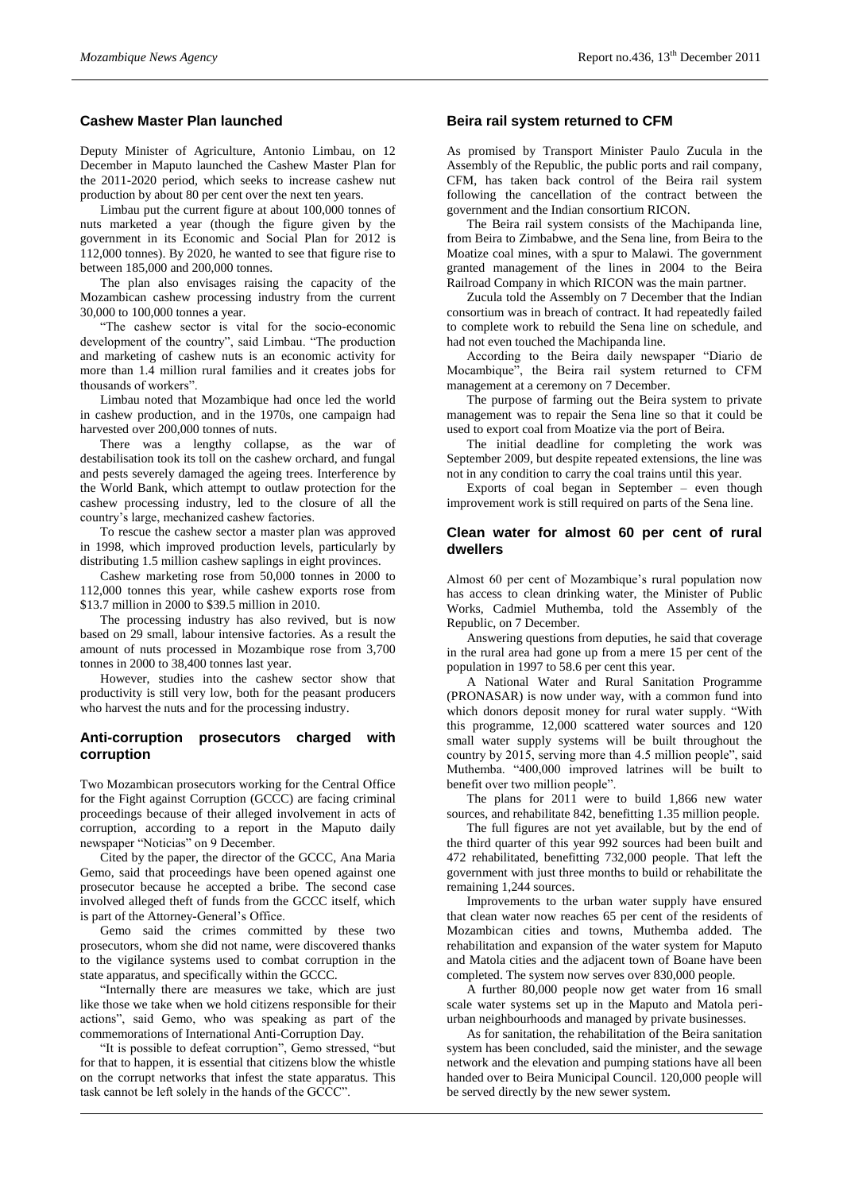## Cashew Master Plan launched

Deputy Minister of Agriculture, Antonio Limbau, on 12 December in Maputo launched the Cashew Master Plan for the 2011-2020 period, which seeks to increase cashew nut production by about 80 per cent over the next ten years.

Limbau put the current figure at about 100,000 tonnes of nuts marketed a year (though the figure given by the government in its Economic and Social Plan for 2012 is 112,000 tonnes). By 2020, he wanted to see that figure rise to between 185,000 and 200,000 tonnes.

The plan also envisages raising the capacity of the Mozambican cashew processing industry from the current 30,000 to 100,000 tonnes a year.

"The cashew sector is vital for the socio-economic development of the country", said Limbau. "The production and marketing of cashew nuts is an economic activity for more than 1.4 million rural families and it creates jobs for thousands of workers".

Limbau noted that Mozambique had once led the world in cashew production, and in the 1970s, one campaign had harvested over 200,000 tonnes of nuts.

There was a lengthy collapse, as the war of destabilisation took its toll on the cashew orchard, and fungal and pests severely damaged the ageing trees. Interference by the World Bank, which attempt to outlaw protection for the cashew processing industry, led to the closure of all the country's large, mechanized cashew factories.

To rescue the cashew sector a master plan was approved in 1998, which improved production levels, particularly by distributing 1.5 million cashew saplings in eight provinces.

Cashew marketing rose from 50,000 tonnes in 2000 to 112,000 tonnes this year, while cashew exports rose from $13.7 million in 2000 to $39.5 million in 2010.

The processing industry has also revived, but is now based on 29 small, labour intensive factories. As a result the amount of nuts processed in Mozambique rose from 3,700 tonnes in 2000 to 38,400 tonnes last year.

However, studies into the cashew sector show that productivity is still very low, both for the peasant producers who harvest the nuts and for the processing industry.

## Anti-corruption prosecutors charged with corruption

Two Mozambican prosecutors working for the Central Office for the Fight against Corruption (GCCC) are facing criminal proceedings because of their alleged involvement in acts of corruption, according to a report in the Maputo daily newspaper "Noticias" on 9 December.

Cited by the paper, the director of the GCCC, Ana Maria Gemo, said that proceedings have been opened against one prosecutor because he accepted a bribe. The second case involved alleged theft of funds from the GCCC itself, which is part of the Attorney-General's Office.

Gemo said the crimes committed by these two prosecutors, whom she did not name, were discovered thanks to the vigilance systems used to combat corruption in the state apparatus, and specifically within the GCCC.

"Internally there are measures we take, which are just like those we take when we hold citizens responsible for their actions", said Gemo, who was speaking as part of the commemorations of International Anti-Corruption Day.

"It is possible to defeat corruption", Gemo stressed, "but for that to happen, it is essential that citizens blow the whistle on the corrupt networks that infest the state apparatus. This task cannot be left solely in the hands of the GCCC".

## Beira rail system returned to CFM

As promised by Transport Minister Paulo Zucula in the Assembly of the Republic, the public ports and rail company, CFM, has taken back control of the Beira rail system following the cancellation of the contract between the government and the Indian consortium RICON.

The Beira rail system consists of the Machipanda line, from Beira to Zimbabwe, and the Sena line, from Beira to the Moatize coal mines, with a spur to Malawi. The government granted management of the lines in 2004 to the Beira Railroad Company in which RICON was the main partner.

Zucula told the Assembly on 7 December that the Indian consortium was in breach of contract. It had repeatedly failed to complete work to rebuild the Sena line on schedule, and had not even touched the Machipanda line.

According to the Beira daily newspaper "Diario de Mocambique", the Beira rail system returned to CFM management at a ceremony on 7 December.

The purpose of farming out the Beira system to private management was to repair the Sena line so that it could be used to export coal from Moatize via the port of Beira.

The initial deadline for completing the work was September 2009, but despite repeated extensions, the line was not in any condition to carry the coal trains until this year.

Exports of coal began in September – even though improvement work is still required on parts of the Sena line.

## Clean water for almost 60 per cent of rural dwellers

Almost 60 per cent of Mozambique's rural population now has access to clean drinking water, the Minister of Public Works, Cadmiel Muthemba, told the Assembly of the Republic, on 7 December.

Answering questions from deputies, he said that coverage in the rural area had gone up from a mere 15 per cent of the population in 1997 to 58.6 per cent this year.

A National Water and Rural Sanitation Programme (PRONASAR) is now under way, with a common fund into which donors deposit money for rural water supply. "With this programme, 12,000 scattered water sources and 120 small water supply systems will be built throughout the country by 2015, serving more than 4.5 million people", said Muthemba. "400,000 improved latrines will be built to benefit over two million people".

The plans for 2011 were to build 1,866 new water sources, and rehabilitate 842, benefitting 1.35 million people.

The full figures are not yet available, but by the end of the third quarter of this year 992 sources had been built and 472 rehabilitated, benefitting 732,000 people. That left the government with just three months to build or rehabilitate the remaining 1,244 sources.

Improvements to the urban water supply have ensured that clean water now reaches 65 per cent of the residents of Mozambican cities and towns, Muthemba added. The rehabilitation and expansion of the water system for Maputo and Matola cities and the adjacent town of Boane have been completed. The system now serves over 830,000 people.

A further 80,000 people now get water from 16 small scale water systems set up in the Maputo and Matola peri-urban neighbourhoods and managed by private businesses.

As for sanitation, the rehabilitation of the Beira sanitation system has been concluded, said the minister, and the sewage network and the elevation and pumping stations have all been handed over to Beira Municipal Council. 120,000 people will be served directly by the new sewer system.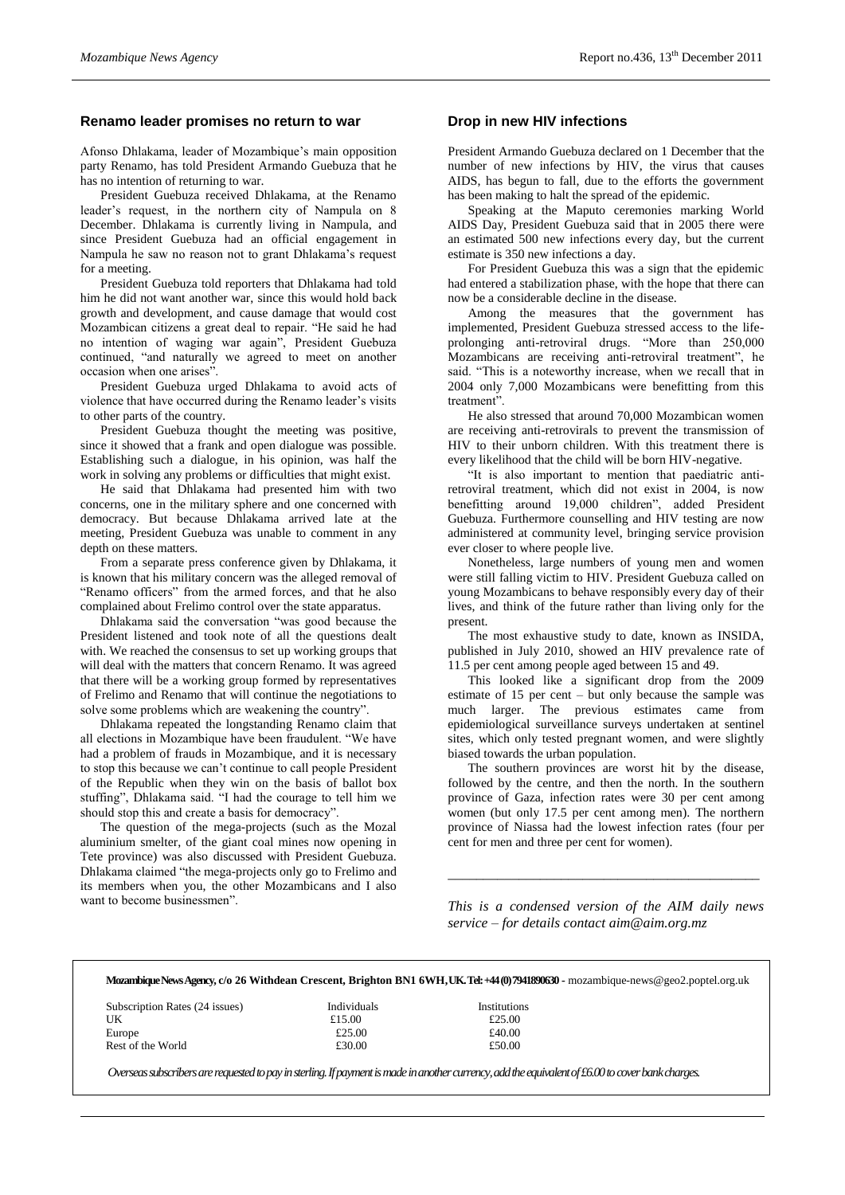## Renamo leader promises no return to war

Afonso Dhlakama, leader of Mozambique's main opposition party Renamo, has told President Armando Guebuza that he has no intention of returning to war.

President Guebuza received Dhlakama, at the Renamo leader's request, in the northern city of Nampula on 8 December. Dhlakama is currently living in Nampula, and since President Guebuza had an official engagement in Nampula he saw no reason not to grant Dhlakama's request for a meeting.

President Guebuza told reporters that Dhlakama had told him he did not want another war, since this would hold back growth and development, and cause damage that would cost Mozambican citizens a great deal to repair. "He said he had no intention of waging war again", President Guebuza continued, "and naturally we agreed to meet on another occasion when one arises".

President Guebuza urged Dhlakama to avoid acts of violence that have occurred during the Renamo leader's visits to other parts of the country.

President Guebuza thought the meeting was positive, since it showed that a frank and open dialogue was possible. Establishing such a dialogue, in his opinion, was half the work in solving any problems or difficulties that might exist.

He said that Dhlakama had presented him with two concerns, one in the military sphere and one concerned with democracy. But because Dhlakama arrived late at the meeting, President Guebuza was unable to comment in any depth on these matters.

From a separate press conference given by Dhlakama, it is known that his military concern was the alleged removal of "Renamo officers" from the armed forces, and that he also complained about Frelimo control over the state apparatus.

Dhlakama said the conversation "was good because the President listened and took note of all the questions dealt with. We reached the consensus to set up working groups that will deal with the matters that concern Renamo. It was agreed that there will be a working group formed by representatives of Frelimo and Renamo that will continue the negotiations to solve some problems which are weakening the country".

Dhlakama repeated the longstanding Renamo claim that all elections in Mozambique have been fraudulent. "We have had a problem of frauds in Mozambique, and it is necessary to stop this because we can't continue to call people President of the Republic when they win on the basis of ballot box stuffing", Dhlakama said. "I had the courage to tell him we should stop this and create a basis for democracy".

The question of the mega-projects (such as the Mozal aluminium smelter, of the giant coal mines now opening in Tete province) was also discussed with President Guebuza. Dhlakama claimed "the mega-projects only go to Frelimo and its members when you, the other Mozambicans and I also want to become businessmen".

## Drop in new HIV infections

President Armando Guebuza declared on 1 December that the number of new infections by HIV, the virus that causes AIDS, has begun to fall, due to the efforts the government has been making to halt the spread of the epidemic.

Speaking at the Maputo ceremonies marking World AIDS Day, President Guebuza said that in 2005 there were an estimated 500 new infections every day, but the current estimate is 350 new infections a day.

For President Guebuza this was a sign that the epidemic had entered a stabilization phase, with the hope that there can now be a considerable decline in the disease.

Among the measures that the government has implemented, President Guebuza stressed access to the life-prolonging anti-retroviral drugs. "More than 250,000 Mozambicans are receiving anti-retroviral treatment", he said. "This is a noteworthy increase, when we recall that in 2004 only 7,000 Mozambicans were benefitting from this treatment".

He also stressed that around 70,000 Mozambican women are receiving anti-retrovirals to prevent the transmission of HIV to their unborn children. With this treatment there is every likelihood that the child will be born HIV-negative.

"It is also important to mention that paediatric anti-retroviral treatment, which did not exist in 2004, is now benefitting around 19,000 children", added President Guebuza. Furthermore counselling and HIV testing are now administered at community level, bringing service provision ever closer to where people live.

Nonetheless, large numbers of young men and women were still falling victim to HIV. President Guebuza called on young Mozambicans to behave responsibly every day of their lives, and think of the future rather than living only for the present.

The most exhaustive study to date, known as INSIDA, published in July 2010, showed an HIV prevalence rate of 11.5 per cent among people aged between 15 and 49.

This looked like a significant drop from the 2009 estimate of 15 per cent – but only because the sample was much larger. The previous estimates came from epidemiological surveillance surveys undertaken at sentinel sites, which only tested pregnant women, and were slightly biased towards the urban population.

The southern provinces are worst hit by the disease, followed by the centre, and then the north. In the southern province of Gaza, infection rates were 30 per cent among women (but only 17.5 per cent among men). The northern province of Niassa had the lowest infection rates (four per cent for men and three per cent for women).

---

*This is a condensed version of the AIM daily news service – for details contact aim@aim.org.mz*

**Mozambique News Agency, c/o 26 Withdean Crescent, Brighton BN1 6WH, UK. Tel: +44 (0)7941890630 -** mozambique-news@geo2.poptel.org.uk

| Subscription Rates (24 issues) | Individuals | Institutions |
|---|---|---|
| UK | £15.00 | £25.00 |
| Europe | £25.00 | £40.00 |
| Rest of the World | £30.00 | £50.00 |

*Overseas subscribers are requested to pay in sterling. If payment is made in another currency, add the equivalent of £6.00 to cover bank charges.*